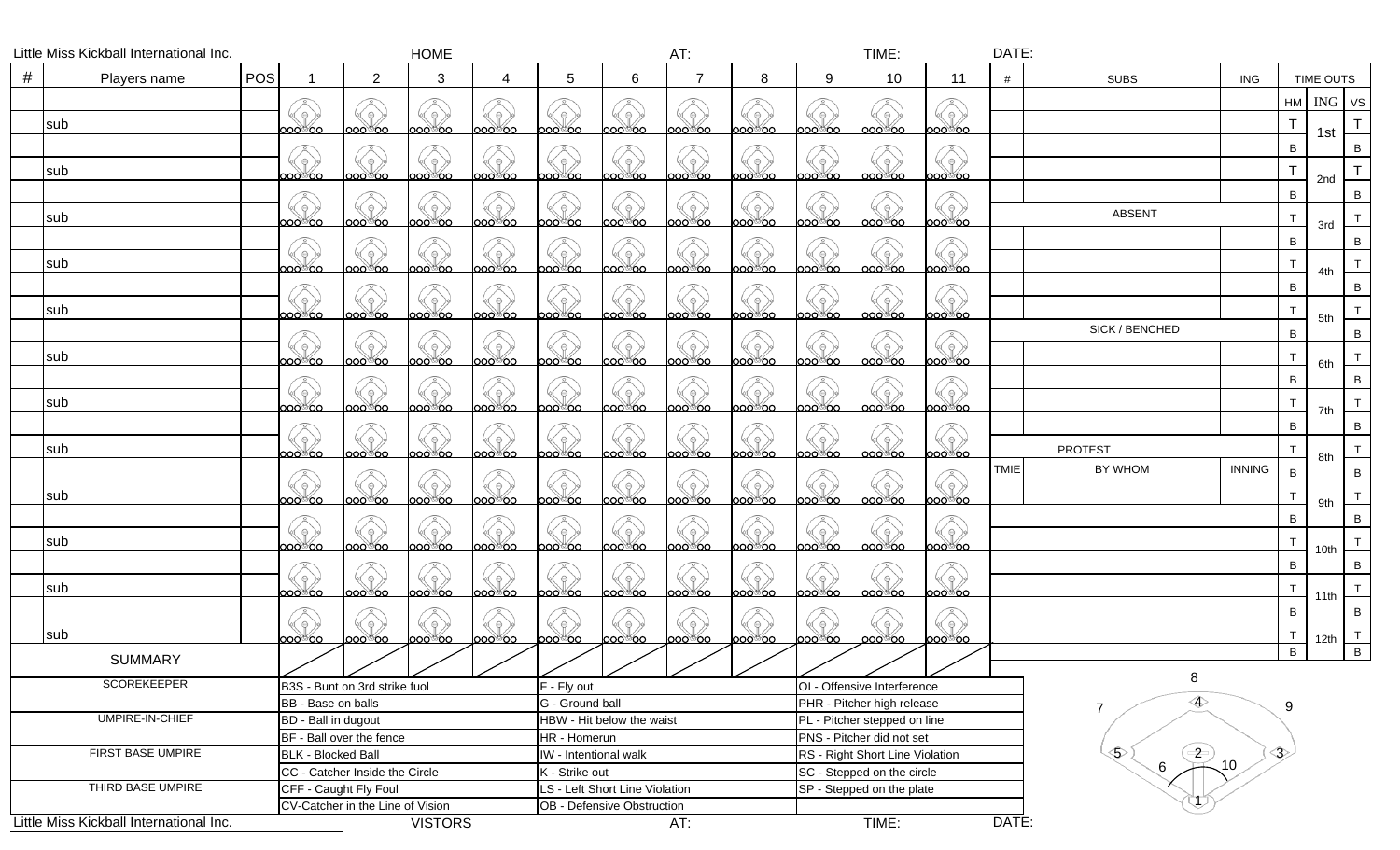Little Miss Kickball International Inc. HOME AT: TIME: DATE:

| # | Players name | POS | 1 | 2 | 3 | 4 | 5 | 6 | 7 | 8 | 9 | 10 | 11 |
|---|---|---|---|---|---|---|---|---|---|---|---|---|---|
| | | | | | | | | | | | | | |
| | sub | | | | | | | | | | | | |
| | | | | | | | | | | | | | |
| | sub | | | | | | | | | | | | |
| | | | | | | | | | | | | | |
| | sub | | | | | | | | | | | | |
| | | | | | | | | | | | | | |
| | sub | | | | | | | | | | | | |
| | | | | | | | | | | | | | |
| | sub | | | | | | | | | | | | |
| | | | | | | | | | | | | | |
| | sub | | | | | | | | | | | | |
| | | | | | | | | | | | | | |
| | sub | | | | | | | | | | | | |
| | | | | | | | | | | | | | |
| | sub | | | | | | | | | | | | |
| | | | | | | | | | | | | | |
| | sub | | | | | | | | | | | | |
| | | | | | | | | | | | | | |
| | sub | | | | | | | | | | | | |
| | | | | | | | | | | | | | |
| | sub | | | | | | | | | | | | |
| | | | | | | | | | | | | | |
| | sub | | | | | | | | | | | | |
| SUMMARY | | | | | | | | | | | | | |

| # | SUBS | ING |
|---|---|---|
| | | |
| | | |
| | | |
| | | |
| | | |

| ABSENT | | |
|---|---|---|
| | | |
| | | |
| | | |
| | | |

| SICK / BENCHED | | |
|---|---|---|
| | | |
| | | |
| | | |
| | | |

| PROTEST | | |
|---|---|---|
| TMIE | BY WHOM | INNING |
| | | |
| | | |
| | | |
| | | |
| | | |

| TIME OUTS | | |
|---|---|---|
| HM | ING | VS |
| T | 1st | T |
| B | | B |
| T | 2nd | T |
| B | | B |
| T | 3rd | T |
| B | | B |
| T | 4th | T |
| B | | B |
| T | 5th | T |
| B | | B |
| T | 6th | T |
| B | | B |
| T | 7th | T |
| B | | B |
| T | 8th | T |
| B | | B |
| T | 9th | T |
| B | | B |
| T | 10th | T |
| B | | B |
| T | 11th | T |
| B | | B |
| T | 12th | T |
| B | | B |

| | | | |
|---|---|---|---|
| SCOREKEEPER | B3S - Bunt on 3rd strike fuol | F - Fly out | OI - Offensive Interference |
| | BB - Base on balls | G - Ground ball | PHR - Pitcher high release |
| UMPIRE-IN-CHIEF | BD - Ball in dugout | HBW - Hit below the waist | PL - Pitcher stepped on line |
| | BF - Ball over the fence | HR - Homerun | PNS - Pitcher did not set |
| FIRST BASE UMPIRE | BLK - Blocked Ball | IW - Intentional walk | RS - Right Short Line Violation |
| | CC - Catcher Inside the Circle | K - Strike out | SC - Stepped on the circle |
| THIRD BASE UMPIRE | CFF - Caught Fly Foul | LS - Left Short Line Violation | SP - Stepped on the plate |
| | CV-Catcher in the Line of Vision | OB - Defensive Obstruction | |

Field positions: 1, 2, 3, 4, 5, 6, 7, 8, 9, 10

Little Miss Kickball International Inc. VISTORS AT: TIME: DATE: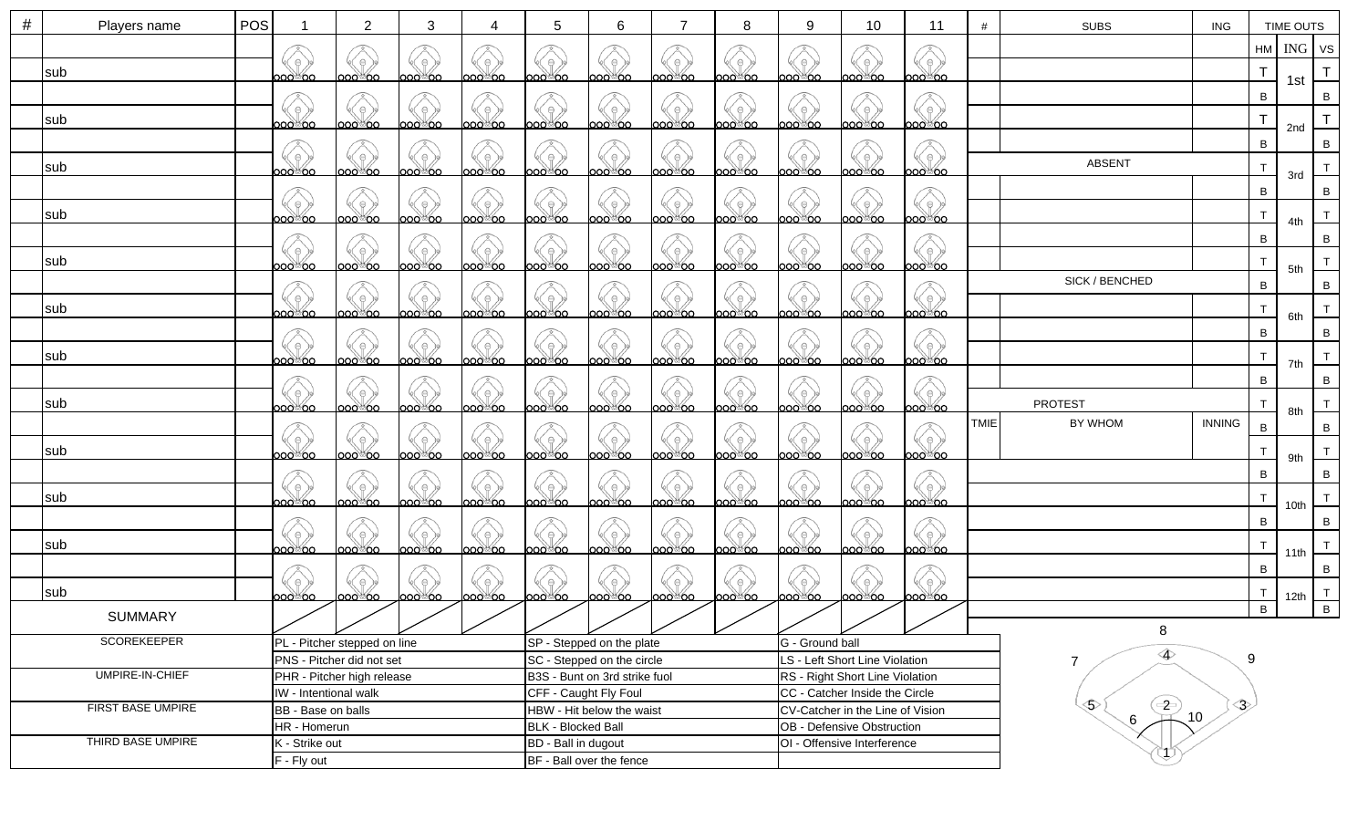| # | Players name | POS | 1 | 2 | 3 | 4 | 5 | 6 | 7 | 8 | 9 | 10 | 11 |
|---|---|---|---|---|---|---|---|---|---|---|---|---|---|
| | | | | | | | | | | | | | |
| | sub | | | | | | | | | | | | |
| | | | | | | | | | | | | | |
| | sub | | | | | | | | | | | | |
| | | | | | | | | | | | | | |
| | sub | | | | | | | | | | | | |
| | | | | | | | | | | | | | |
| | sub | | | | | | | | | | | | |
| | | | | | | | | | | | | | |
| | sub | | | | | | | | | | | | |
| | | | | | | | | | | | | | |
| | sub | | | | | | | | | | | | |
| | | | | | | | | | | | | | |
| | sub | | | | | | | | | | | | |
| | | | | | | | | | | | | | |
| | sub | | | | | | | | | | | | |
| | | | | | | | | | | | | | |
| | sub | | | | | | | | | | | | |
| | | | | | | | | | | | | | |
| | sub | | | | | | | | | | | | |
| | | | | | | | | | | | | | |
| | sub | | | | | | | | | | | | |
| | | | | | | | | | | | | | |
| | sub | | | | | | | | | | | | |
| SUMMARY | | | | | | | | | | | | | |

| # | SUBS | ING |
|---|---|---|
| | | |
| | | |
| | | |
| | | |
| | | |
| ABSENT | | |
| | | |
| | | |
| | | |
| | | |
| SICK / BENCHED | | |
| | | |
| | | |
| | | |
| | | |
| PROTEST | | |
| TMIE | BY WHOM | INNING |

TIME OUTS

| HM | ING | VS |
|---|---|---|
| T | 1st | T |
| B | | B |
| T | 2nd | T |
| B | | B |
| T | 3rd | T |
| B | | B |
| T | 4th | T |
| B | | B |
| T | 5th | T |
| B | | B |
| T | 6th | T |
| B | | B |
| T | 7th | T |
| B | | B |
| T | 8th | T |
| B | | B |
| T | 9th | T |
| B | | B |
| T | 10th | T |
| B | | B |
| T | 11th | T |
| B | | B |
| T | 12th | T |
| B | | B |

| | | | |
|---|---|---|---|
| SCOREKEEPER | PL - Pitcher stepped on line | SP - Stepped on the plate | G - Ground ball |
| | PNS - Pitcher did not set | SC - Stepped on the circle | LS - Left Short Line Violation |
| UMPIRE-IN-CHIEF | PHR - Pitcher high release | B3S - Bunt on 3rd strike fuol | RS - Right Short Line Violation |
| | IW - Intentional walk | CFF - Caught Fly Foul | CC - Catcher Inside the Circle |
| FIRST BASE UMPIRE | BB - Base on balls | HBW - Hit below the waist | CV-Catcher in the Line of Vision |
| | HR - Homerun | BLK - Blocked Ball | OB - Defensive Obstruction |
| THIRD BASE UMPIRE | K - Strike out | BD - Ball in dugout | OI - Offensive Interference |
| | F - Fly out | BF - Ball over the fence | |

8
7 4 9
5 2 10 3
6
1